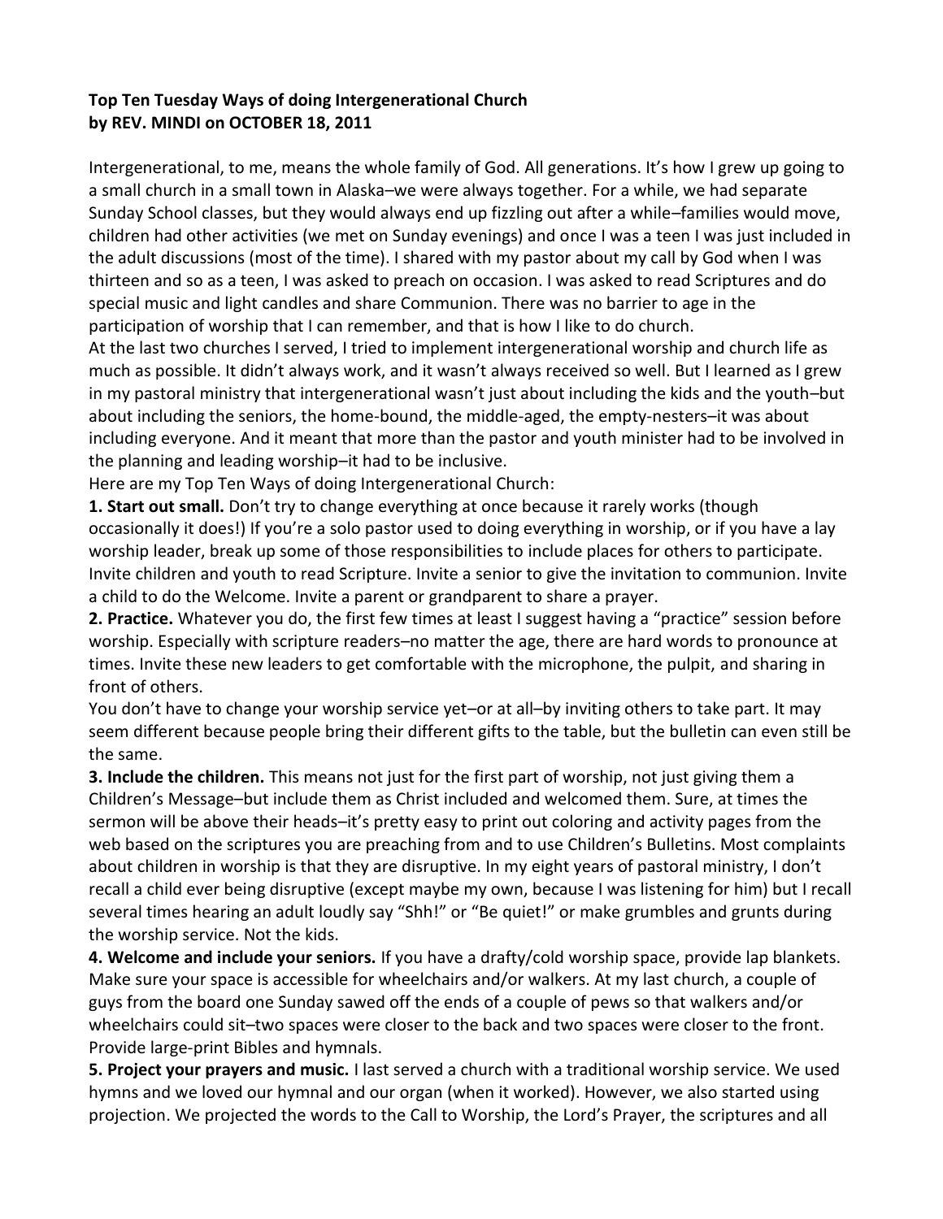**Top Ten Tuesday Ways of doing Intergenerational Church**
**by REV. MINDI on OCTOBER 18, 2011**

Intergenerational, to me, means the whole family of God. All generations. It's how I grew up going to a small church in a small town in Alaska–we were always together. For a while, we had separate Sunday School classes, but they would always end up fizzling out after a while–families would move, children had other activities (we met on Sunday evenings) and once I was a teen I was just included in the adult discussions (most of the time). I shared with my pastor about my call by God when I was thirteen and so as a teen, I was asked to preach on occasion. I was asked to read Scriptures and do special music and light candles and share Communion. There was no barrier to age in the participation of worship that I can remember, and that is how I like to do church.

At the last two churches I served, I tried to implement intergenerational worship and church life as much as possible. It didn't always work, and it wasn't always received so well. But I learned as I grew in my pastoral ministry that intergenerational wasn't just about including the kids and the youth–but about including the seniors, the home-bound, the middle-aged, the empty-nesters–it was about including everyone. And it meant that more than the pastor and youth minister had to be involved in the planning and leading worship–it had to be inclusive.

Here are my Top Ten Ways of doing Intergenerational Church:

**1. Start out small.** Don't try to change everything at once because it rarely works (though occasionally it does!) If you're a solo pastor used to doing everything in worship, or if you have a lay worship leader, break up some of those responsibilities to include places for others to participate. Invite children and youth to read Scripture. Invite a senior to give the invitation to communion. Invite a child to do the Welcome. Invite a parent or grandparent to share a prayer.

**2. Practice.** Whatever you do, the first few times at least I suggest having a "practice" session before worship. Especially with scripture readers–no matter the age, there are hard words to pronounce at times. Invite these new leaders to get comfortable with the microphone, the pulpit, and sharing in front of others.

You don't have to change your worship service yet–or at all–by inviting others to take part. It may seem different because people bring their different gifts to the table, but the bulletin can even still be the same.

**3. Include the children.** This means not just for the first part of worship, not just giving them a Children's Message–but include them as Christ included and welcomed them. Sure, at times the sermon will be above their heads–it's pretty easy to print out coloring and activity pages from the web based on the scriptures you are preaching from and to use Children's Bulletins. Most complaints about children in worship is that they are disruptive. In my eight years of pastoral ministry, I don't recall a child ever being disruptive (except maybe my own, because I was listening for him) but I recall several times hearing an adult loudly say "Shh!" or "Be quiet!" or make grumbles and grunts during the worship service. Not the kids.

**4. Welcome and include your seniors.** If you have a drafty/cold worship space, provide lap blankets. Make sure your space is accessible for wheelchairs and/or walkers. At my last church, a couple of guys from the board one Sunday sawed off the ends of a couple of pews so that walkers and/or wheelchairs could sit–two spaces were closer to the back and two spaces were closer to the front. Provide large-print Bibles and hymnals.

**5. Project your prayers and music.** I last served a church with a traditional worship service. We used hymns and we loved our hymnal and our organ (when it worked). However, we also started using projection. We projected the words to the Call to Worship, the Lord's Prayer, the scriptures and all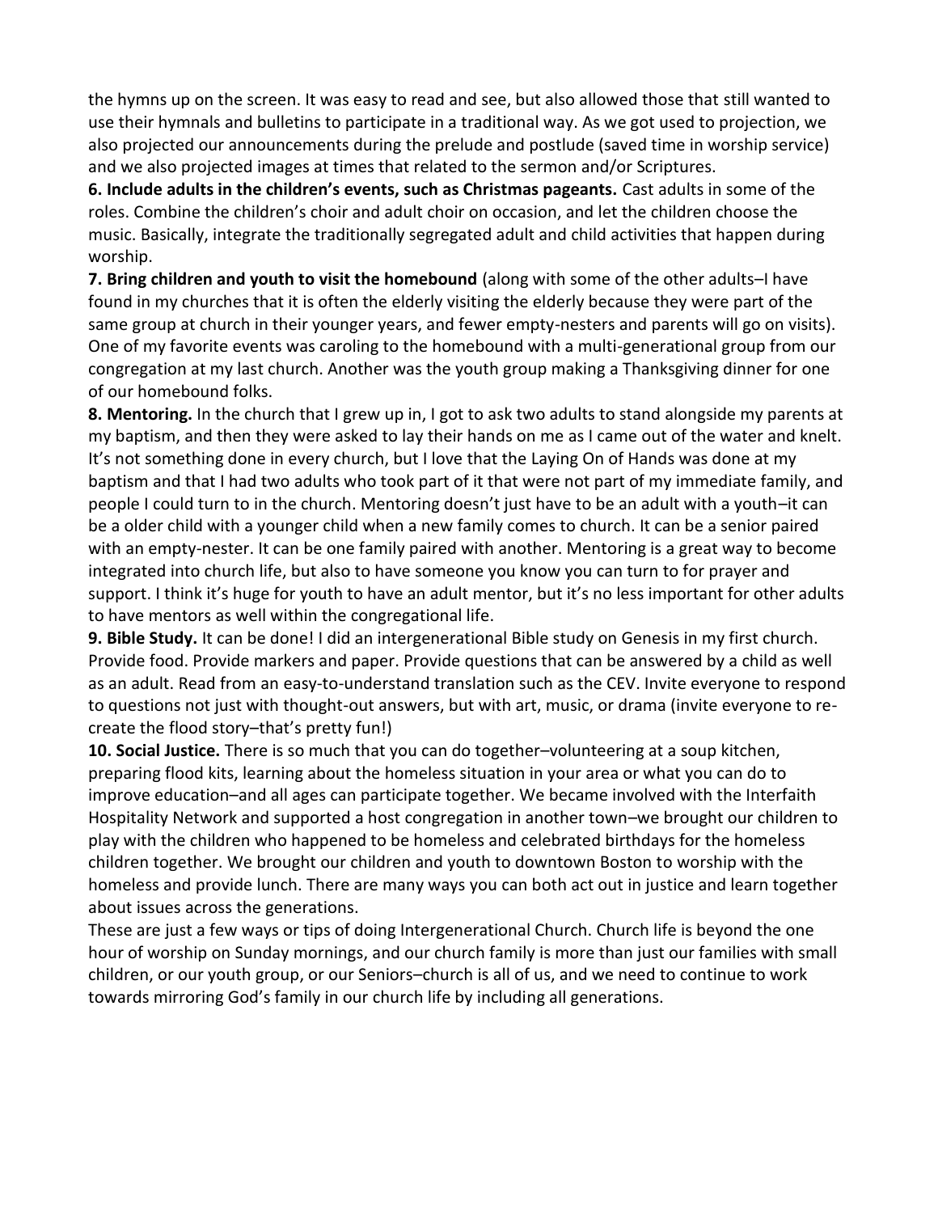the hymns up on the screen. It was easy to read and see, but also allowed those that still wanted to use their hymnals and bulletins to participate in a traditional way. As we got used to projection, we also projected our announcements during the prelude and postlude (saved time in worship service) and we also projected images at times that related to the sermon and/or Scriptures.

**6. Include adults in the children's events, such as Christmas pageants.** Cast adults in some of the roles. Combine the children's choir and adult choir on occasion, and let the children choose the music. Basically, integrate the traditionally segregated adult and child activities that happen during worship.

**7. Bring children and youth to visit the homebound** (along with some of the other adults–I have found in my churches that it is often the elderly visiting the elderly because they were part of the same group at church in their younger years, and fewer empty-nesters and parents will go on visits). One of my favorite events was caroling to the homebound with a multi-generational group from our congregation at my last church. Another was the youth group making a Thanksgiving dinner for one of our homebound folks.

**8. Mentoring.** In the church that I grew up in, I got to ask two adults to stand alongside my parents at my baptism, and then they were asked to lay their hands on me as I came out of the water and knelt. It's not something done in every church, but I love that the Laying On of Hands was done at my baptism and that I had two adults who took part of it that were not part of my immediate family, and people I could turn to in the church. Mentoring doesn't just have to be an adult with a youth–it can be a older child with a younger child when a new family comes to church. It can be a senior paired with an empty-nester. It can be one family paired with another. Mentoring is a great way to become integrated into church life, but also to have someone you know you can turn to for prayer and support. I think it's huge for youth to have an adult mentor, but it's no less important for other adults to have mentors as well within the congregational life.

**9. Bible Study.** It can be done! I did an intergenerational Bible study on Genesis in my first church. Provide food. Provide markers and paper. Provide questions that can be answered by a child as well as an adult. Read from an easy-to-understand translation such as the CEV. Invite everyone to respond to questions not just with thought-out answers, but with art, music, or drama (invite everyone to re-create the flood story–that's pretty fun!)

**10. Social Justice.** There is so much that you can do together–volunteering at a soup kitchen, preparing flood kits, learning about the homeless situation in your area or what you can do to improve education–and all ages can participate together. We became involved with the Interfaith Hospitality Network and supported a host congregation in another town–we brought our children to play with the children who happened to be homeless and celebrated birthdays for the homeless children together. We brought our children and youth to downtown Boston to worship with the homeless and provide lunch. There are many ways you can both act out in justice and learn together about issues across the generations.

These are just a few ways or tips of doing Intergenerational Church. Church life is beyond the one hour of worship on Sunday mornings, and our church family is more than just our families with small children, or our youth group, or our Seniors–church is all of us, and we need to continue to work towards mirroring God's family in our church life by including all generations.